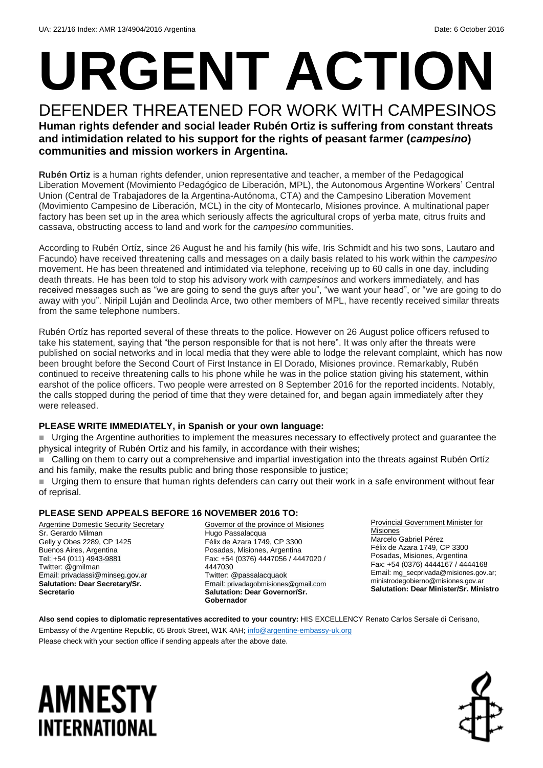UA: 221/16 Index: AMR 13/4904/2016 Argentina Date: 6 October 2016

# URGENT ACTION

## DEFENDER THREATENED FOR WORK WITH CAMPESINOS

**Human rights defender and social leader Rubén Ortiz is suffering from constant threats and intimidation related to his support for the rights of peasant farmer (*campesino*) communities and mission workers in Argentina.**

**Rubén Ortiz** is a human rights defender, union representative and teacher, a member of the Pedagogical Liberation Movement (Movimiento Pedagógico de Liberación, MPL), the Autonomous Argentine Workers' Central Union (Central de Trabajadores de la Argentina-Autónoma, CTA) and the Campesino Liberation Movement (Movimiento Campesino de Liberación, MCL) in the city of Montecarlo, Misiones province. A multinational paper factory has been set up in the area which seriously affects the agricultural crops of yerba mate, citrus fruits and cassava, obstructing access to land and work for the *campesino* communities.

According to Rubén Ortíz, since 26 August he and his family (his wife, Iris Schmidt and his two sons, Lautaro and Facundo) have received threatening calls and messages on a daily basis related to his work within the *campesino* movement. He has been threatened and intimidated via telephone, receiving up to 60 calls in one day, including death threats. He has been told to stop his advisory work with *campesinos* and workers immediately, and has received messages such as "we are going to send the guys after you", "we want your head", or "we are going to do away with you". Niripil Luján and Deolinda Arce, two other members of MPL, have recently received similar threats from the same telephone numbers.

Rubén Ortíz has reported several of these threats to the police. However on 26 August police officers refused to take his statement, saying that "the person responsible for that is not here". It was only after the threats were published on social networks and in local media that they were able to lodge the relevant complaint, which has now been brought before the Second Court of First Instance in El Dorado, Misiones province. Remarkably, Rubén continued to receive threatening calls to his phone while he was in the police station giving his statement, within earshot of the police officers. Two people were arrested on 8 September 2016 for the reported incidents. Notably, the calls stopped during the period of time that they were detained for, and began again immediately after they were released.

**PLEASE WRITE IMMEDIATELY, in Spanish or your own language:**

- Urging the Argentine authorities to implement the measures necessary to effectively protect and guarantee the physical integrity of Rubén Ortíz and his family, in accordance with their wishes;
- Calling on them to carry out a comprehensive and impartial investigation into the threats against Rubén Ortíz and his family, make the results public and bring those responsible to justice;
- Urging them to ensure that human rights defenders can carry out their work in a safe environment without fear of reprisal.

**PLEASE SEND APPEALS BEFORE 16 NOVEMBER 2016 TO:**

Argentine Domestic Security Secretary
Sr. Gerardo Milman
Gelly y Obes 2289, CP 1425
Buenos Aires, Argentina
Tel: +54 (011) 4943-9881
Twitter: @gmilman
Email: privadassi@minseg.gov.ar
**Salutation: Dear Secretary/Sr. Secretario**

Governor of the province of Misiones
Hugo Passalacqua
Félix de Azara 1749, CP 3300
Posadas, Misiones, Argentina
Fax: +54 (0376) 4447056 / 4447020 / 4447030
Twitter: @passalacquaok
Email: privadagobmisiones@gmail.com
**Salutation: Dear Governor/Sr. Gobernador**

Provincial Government Minister for Misiones
Marcelo Gabriel Pérez
Félix de Azara 1749, CP 3300
Posadas, Misiones, Argentina
Fax: +54 (0376) 4444167 / 4444168
Email: mg_secprivada@misiones.gov.ar; ministrodegobierno@misiones.gov.ar
**Salutation: Dear Minister/Sr. Ministro**

**Also send copies to diplomatic representatives accredited to your country:** HIS EXCELLENCY Renato Carlos Sersale di Cerisano, Embassy of the Argentine Republic, 65 Brook Street, W1K 4AH; info@argentine-embassy-uk.org

Please check with your section office if sending appeals after the above date.

AMNESTY INTERNATIONAL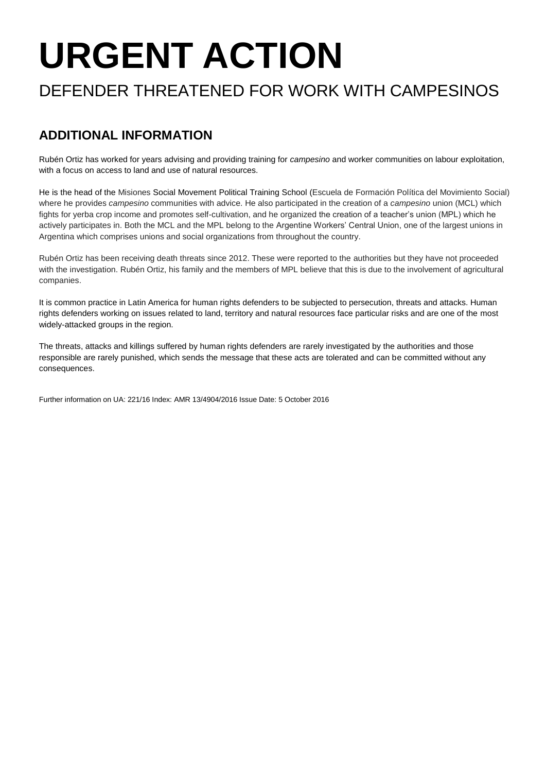# URGENT ACTION

DEFENDER THREATENED FOR WORK WITH CAMPESINOS

## ADDITIONAL INFORMATION

Rubén Ortiz has worked for years advising and providing training for *campesino* and worker communities on labour exploitation, with a focus on access to land and use of natural resources.

He is the head of the Misiones Social Movement Political Training School (Escuela de Formación Política del Movimiento Social) where he provides *campesino* communities with advice. He also participated in the creation of a *campesino* union (MCL) which fights for yerba crop income and promotes self-cultivation, and he organized the creation of a teacher's union (MPL) which he actively participates in. Both the MCL and the MPL belong to the Argentine Workers' Central Union, one of the largest unions in Argentina which comprises unions and social organizations from throughout the country.

Rubén Ortiz has been receiving death threats since 2012. These were reported to the authorities but they have not proceeded with the investigation. Rubén Ortiz, his family and the members of MPL believe that this is due to the involvement of agricultural companies.

It is common practice in Latin America for human rights defenders to be subjected to persecution, threats and attacks. Human rights defenders working on issues related to land, territory and natural resources face particular risks and are one of the most widely-attacked groups in the region.

The threats, attacks and killings suffered by human rights defenders are rarely investigated by the authorities and those responsible are rarely punished, which sends the message that these acts are tolerated and can be committed without any consequences.

Further information on UA: 221/16 Index: AMR 13/4904/2016 Issue Date: 5 October 2016